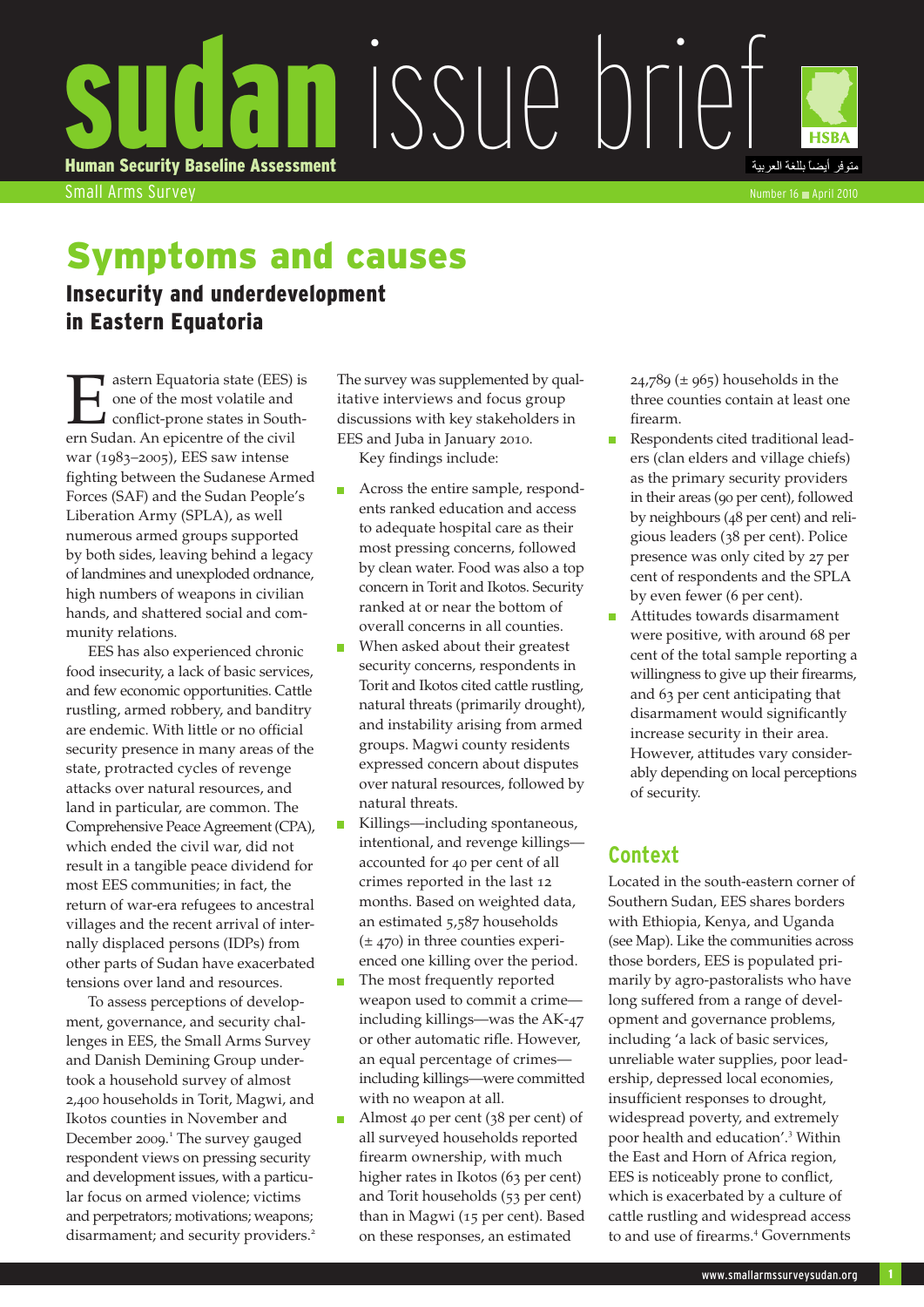# sudan issue brief

**Human Security Baseline Assessment**

Small Arms Survey

متوفر أيضاً بللغة العربية

Number 16 ■ April 2010

## Symptoms and causes

### Insecurity and underdevelopment in Eastern Equatoria

Eastern Equatoria state (EES) is one of the most volatile and conflict-prone states in Southern Sudan. An epicentre of the civil war (1983–2005), EES saw intense fighting between the Sudanese Armed Forces (SAF) and the Sudan People's Liberation Army (SPLA), as well numerous armed groups supported by both sides, leaving behind a legacy of landmines and unexploded ordnance, high numbers of weapons in civilian hands, and shattered social and community relations.

EES has also experienced chronic food insecurity, a lack of basic services, and few economic opportunities. Cattle rustling, armed robbery, and banditry are endemic. With little or no official security presence in many areas of the state, protracted cycles of revenge attacks over natural resources, and land in particular, are common. The Comprehensive Peace Agreement (CPA), which ended the civil war, did not result in a tangible peace dividend for most EES communities; in fact, the return of war-era refugees to ancestral villages and the recent arrival of internally displaced persons (IDPs) from other parts of Sudan have exacerbated tensions over land and resources.

To assess perceptions of development, governance, and security challenges in EES, the Small Arms Survey and Danish Demining Group undertook a household survey of almost 2,400 households in Torit, Magwi, and Ikotos counties in November and December 2009.[1] The survey gauged respondent views on pressing security and development issues, with a particular focus on armed violence; victims and perpetrators; motivations; weapons; disarmament; and security providers.[2] The survey was supplemented by qualitative interviews and focus group discussions with key stakeholders in EES and Juba in January 2010.

Key findings include:

- Across the entire sample, respondents ranked education and access to adequate hospital care as their most pressing concerns, followed by clean water. Food was also a top concern in Torit and Ikotos. Security ranked at or near the bottom of overall concerns in all counties.
- When asked about their greatest security concerns, respondents in Torit and Ikotos cited cattle rustling, natural threats (primarily drought), and instability arising from armed groups. Magwi county residents expressed concern about disputes over natural resources, followed by natural threats.
- Killings—including spontaneous, intentional, and revenge killings—accounted for 40 per cent of all crimes reported in the last 12 months. Based on weighted data, an estimated 5,587 households (± 470) in three counties experienced one killing over the period.
- The most frequently reported weapon used to commit a crime—including killings—was the AK-47 or other automatic rifle. However, an equal percentage of crimes—including killings—were committed with no weapon at all.
- Almost 40 per cent (38 per cent) of all surveyed households reported firearm ownership, with much higher rates in Ikotos (63 per cent) and Torit households (53 per cent) than in Magwi (15 per cent). Based on these responses, an estimated 24,789 (± 965) households in the three counties contain at least one firearm.
- Respondents cited traditional leaders (clan elders and village chiefs) as the primary security providers in their areas (90 per cent), followed by neighbours (48 per cent) and religious leaders (38 per cent). Police presence was only cited by 27 per cent of respondents and the SPLA by even fewer (6 per cent).
- Attitudes towards disarmament were positive, with around 68 per cent of the total sample reporting a willingness to give up their firearms, and 63 per cent anticipating that disarmament would significantly increase security in their area. However, attitudes vary considerably depending on local perceptions of security.

## Context

Located in the south-eastern corner of Southern Sudan, EES shares borders with Ethiopia, Kenya, and Uganda (see Map). Like the communities across those borders, EES is populated primarily by agro-pastoralists who have long suffered from a range of development and governance problems, including 'a lack of basic services, unreliable water supplies, poor leadership, depressed local economies, insufficient responses to drought, widespread poverty, and extremely poor health and education'.[3] Within the East and Horn of Africa region, EES is noticeably prone to conflict, which is exacerbated by a culture of cattle rustling and widespread access to and use of firearms.[4] Governments

www.smallarmssurveysudan.org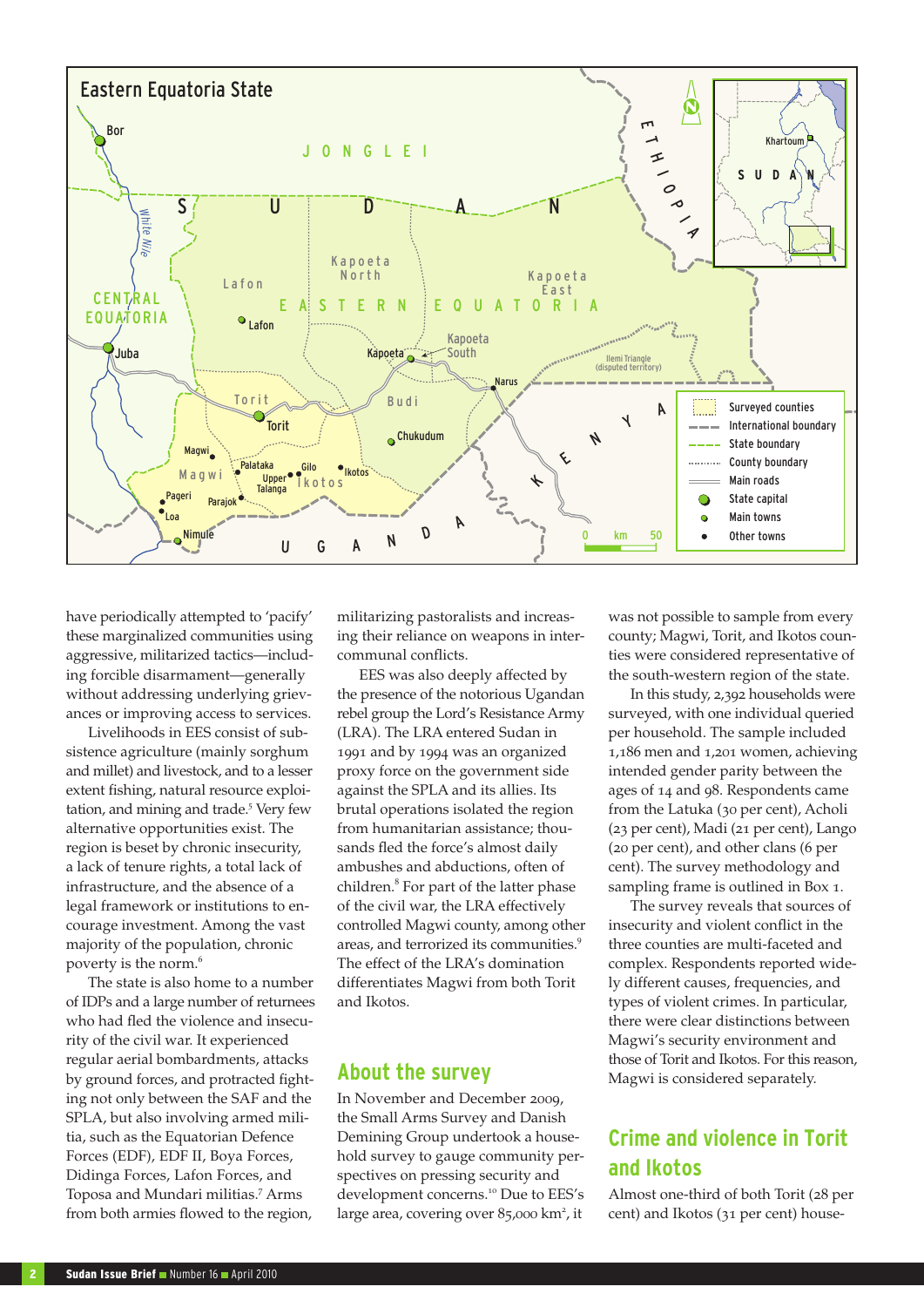Eastern Equatoria State

Bor
JONGLEI
ETHIOPIA
SUDAN
Khartoum
White Nile
Lafon
Kapoeta North
Kapoeta East
EASTERN EQUATORIA
CENTRAL EQUATORIA
Juba
Kapoeta
Kapoeta South
Ilemi Triangle (disputed territory)
Narus
Torit
Budi
Chukudum
KENYA
Magwi
Palataka
Upper Talanga
Gilo
Ikotos
Pageri
Parajok
Loa
Nimule
UGANDA
0 km 50

Surveyed counties
International boundary
State boundary
County boundary
Main roads
State capital
Main towns
Other towns

have periodically attempted to 'pacify' these marginalized communities using aggressive, militarized tactics—including forcible disarmament—generally without addressing underlying grievances or improving access to services.

Livelihoods in EES consist of subsistence agriculture (mainly sorghum and millet) and livestock, and to a lesser extent fishing, natural resource exploitation, and mining and trade.[5] Very few alternative opportunities exist. The region is beset by chronic insecurity, a lack of tenure rights, a total lack of infrastructure, and the absence of a legal framework or institutions to encourage investment. Among the vast majority of the population, chronic poverty is the norm.[6]

The state is also home to a number of IDPs and a large number of returnees who had fled the violence and insecurity of the civil war. It experienced regular aerial bombardments, attacks by ground forces, and protracted fighting not only between the SAF and the SPLA, but also involving armed militia, such as the Equatorian Defence Forces (EDF), EDF II, Boya Forces, Didinga Forces, Lafon Forces, and Toposa and Mundari militias.[7] Arms from both armies flowed to the region, militarizing pastoralists and increasing their reliance on weapons in intercommunal conflicts.

EES was also deeply affected by the presence of the notorious Ugandan rebel group the Lord's Resistance Army (LRA). The LRA entered Sudan in 1991 and by 1994 was an organized proxy force on the government side against the SPLA and its allies. Its brutal operations isolated the region from humanitarian assistance; thousands fled the force's almost daily ambushes and abductions, often of children.[8] For part of the latter phase of the civil war, the LRA effectively controlled Magwi county, among other areas, and terrorized its communities.[9] The effect of the LRA's domination differentiates Magwi from both Torit and Ikotos.

## About the survey

In November and December 2009, the Small Arms Survey and Danish Demining Group undertook a household survey to gauge community perspectives on pressing security and development concerns.[10] Due to EES's large area, covering over 85,000 km², it was not possible to sample from every county; Magwi, Torit, and Ikotos counties were considered representative of the south-western region of the state.

In this study, 2,392 households were surveyed, with one individual queried per household. The sample included 1,186 men and 1,201 women, achieving intended gender parity between the ages of 14 and 98. Respondents came from the Latuka (30 per cent), Acholi (23 per cent), Madi (21 per cent), Lango (20 per cent), and other clans (6 per cent). The survey methodology and sampling frame is outlined in Box 1.

The survey reveals that sources of insecurity and violent conflict in the three counties are multi-faceted and complex. Respondents reported widely different causes, frequencies, and types of violent crimes. In particular, there were clear distinctions between Magwi's security environment and those of Torit and Ikotos. For this reason, Magwi is considered separately.

## Crime and violence in Torit and Ikotos

Almost one-third of both Torit (28 per cent) and Ikotos (31 per cent) house-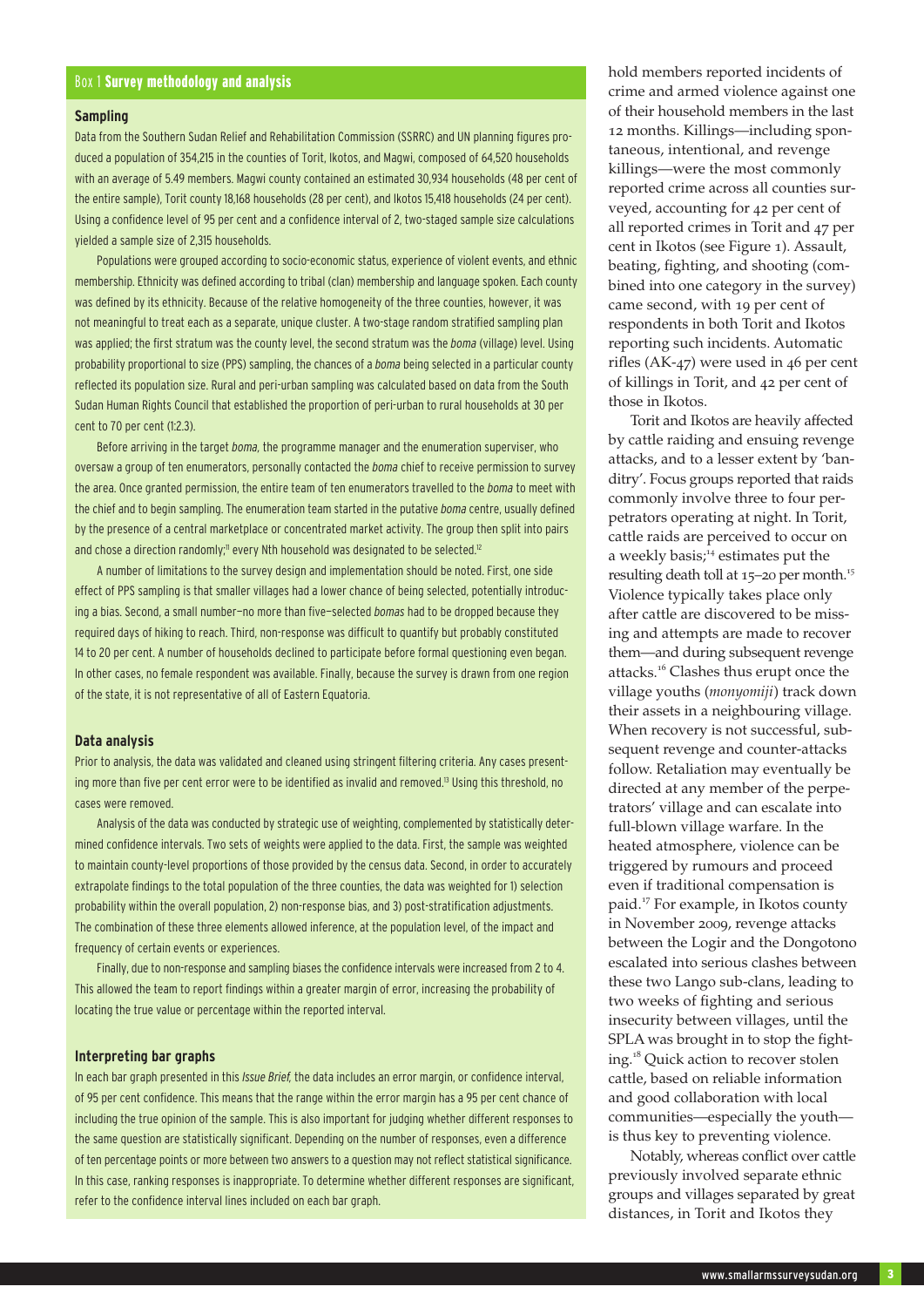## Box 1 Survey methodology and analysis

### Sampling

Data from the Southern Sudan Relief and Rehabilitation Commission (SSRRC) and UN planning figures produced a population of 354,215 in the counties of Torit, Ikotos, and Magwi, composed of 64,520 households with an average of 5.49 members. Magwi county contained an estimated 30,934 households (48 per cent of the entire sample), Torit county 18,168 households (28 per cent), and Ikotos 15,418 households (24 per cent). Using a confidence level of 95 per cent and a confidence interval of 2, two-staged sample size calculations yielded a sample size of 2,315 households.

Populations were grouped according to socio-economic status, experience of violent events, and ethnic membership. Ethnicity was defined according to tribal (clan) membership and language spoken. Each county was defined by its ethnicity. Because of the relative homogeneity of the three counties, however, it was not meaningful to treat each as a separate, unique cluster. A two-stage random stratified sampling plan was applied; the first stratum was the county level, the second stratum was the *boma* (village) level. Using probability proportional to size (PPS) sampling, the chances of a *boma* being selected in a particular county reflected its population size. Rural and peri-urban sampling was calculated based on data from the South Sudan Human Rights Council that established the proportion of peri-urban to rural households at 30 per cent to 70 per cent (1:2.3).

Before arriving in the target *boma*, the programme manager and the enumeration superviser, who oversaw a group of ten enumerators, personally contacted the *boma* chief to receive permission to survey the area. Once granted permission, the entire team of ten enumerators travelled to the *boma* to meet with the chief and to begin sampling. The enumeration team started in the putative *boma* centre, usually defined by the presence of a central marketplace or concentrated market activity. The group then split into pairs and chose a direction randomly;[11] every Nth household was designated to be selected.[12]

A number of limitations to the survey design and implementation should be noted. First, one side effect of PPS sampling is that smaller villages had a lower chance of being selected, potentially introducing a bias. Second, a small number—no more than five—selected *bomas* had to be dropped because they required days of hiking to reach. Third, non-response was difficult to quantify but probably constituted 14 to 20 per cent. A number of households declined to participate before formal questioning even began. In other cases, no female respondent was available. Finally, because the survey is drawn from one region of the state, it is not representative of all of Eastern Equatoria.

### Data analysis

Prior to analysis, the data was validated and cleaned using stringent filtering criteria. Any cases presenting more than five per cent error were to be identified as invalid and removed.[13] Using this threshold, no cases were removed.

Analysis of the data was conducted by strategic use of weighting, complemented by statistically determined confidence intervals. Two sets of weights were applied to the data. First, the sample was weighted to maintain county-level proportions of those provided by the census data. Second, in order to accurately extrapolate findings to the total population of the three counties, the data was weighted for 1) selection probability within the overall population, 2) non-response bias, and 3) post-stratification adjustments. The combination of these three elements allowed inference, at the population level, of the impact and frequency of certain events or experiences.

Finally, due to non-response and sampling biases the confidence intervals were increased from 2 to 4. This allowed the team to report findings within a greater margin of error, increasing the probability of locating the true value or percentage within the reported interval.

### Interpreting bar graphs

In each bar graph presented in this *Issue Brief*, the data includes an error margin, or confidence interval, of 95 per cent confidence. This means that the range within the error margin has a 95 per cent chance of including the true opinion of the sample. This is also important for judging whether different responses to the same question are statistically significant. Depending on the number of responses, even a difference of ten percentage points or more between two answers to a question may not reflect statistical significance. In this case, ranking responses is inappropriate. To determine whether different responses are significant, refer to the confidence interval lines included on each bar graph.

hold members reported incidents of crime and armed violence against one of their household members in the last 12 months. Killings—including spontaneous, intentional, and revenge killings—were the most commonly reported crime across all counties surveyed, accounting for 42 per cent of all reported crimes in Torit and 47 per cent in Ikotos (see Figure 1). Assault, beating, fighting, and shooting (combined into one category in the survey) came second, with 19 per cent of respondents in both Torit and Ikotos reporting such incidents. Automatic rifles (AK-47) were used in 46 per cent of killings in Torit, and 42 per cent of those in Ikotos.

Torit and Ikotos are heavily affected by cattle raiding and ensuing revenge attacks, and to a lesser extent by 'banditry'. Focus groups reported that raids commonly involve three to four perpetrators operating at night. In Torit, cattle raids are perceived to occur on a weekly basis;[14] estimates put the resulting death toll at 15–20 per month.[15] Violence typically takes place only after cattle are discovered to be missing and attempts are made to recover them—and during subsequent revenge attacks.[16] Clashes thus erupt once the village youths (*monyomiji*) track down their assets in a neighbouring village. When recovery is not successful, subsequent revenge and counter-attacks follow. Retaliation may eventually be directed at any member of the perpetrators' village and can escalate into full-blown village warfare. In the heated atmosphere, violence can be triggered by rumours and proceed even if traditional compensation is paid.[17] For example, in Ikotos county in November 2009, revenge attacks between the Logir and the Dongotono escalated into serious clashes between these two Lango sub-clans, leading to two weeks of fighting and serious insecurity between villages, until the SPLA was brought in to stop the fighting.[18] Quick action to recover stolen cattle, based on reliable information and good collaboration with local communities—especially the youth—is thus key to preventing violence.

Notably, whereas conflict over cattle previously involved separate ethnic groups and villages separated by great distances, in Torit and Ikotos they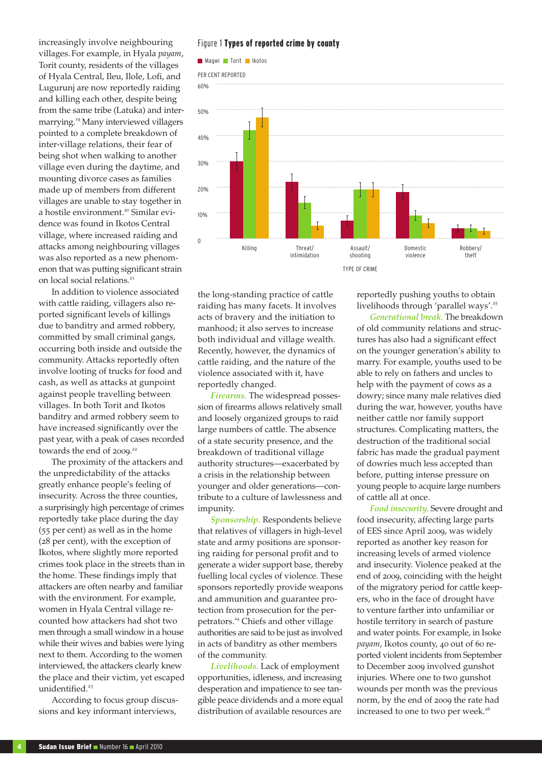increasingly involve neighbouring villages. For example, in Hyala *payam*, Torit county, residents of the villages of Hyala Central, Ileu, Ilole, Lofi, and Lugurunj are now reportedly raiding and killing each other, despite being from the same tribe (Latuka) and intermarrying.[19] Many interviewed villagers pointed to a complete breakdown of inter-village relations, their fear of being shot when walking to another village even during the daytime, and mounting divorce cases as families made up of members from different villages are unable to stay together in a hostile environment.[20] Similar evidence was found in Ikotos Central village, where increased raiding and attacks among neighbouring villages was also reported as a new phenomenon that was putting significant strain on local social relations.[21]

In addition to violence associated with cattle raiding, villagers also reported significant levels of killings due to banditry and armed robbery, committed by small criminal gangs, occurring both inside and outside the community. Attacks reportedly often involve looting of trucks for food and cash, as well as attacks at gunpoint against people travelling between villages. In both Torit and Ikotos banditry and armed robbery seem to have increased significantly over the past year, with a peak of cases recorded towards the end of 2009.[22]

The proximity of the attackers and the unpredictability of the attacks greatly enhance people's feeling of insecurity. Across the three counties, a surprisingly high percentage of crimes reportedly take place during the day (55 per cent) as well as in the home (28 per cent), with the exception of Ikotos, where slightly more reported crimes took place in the streets than in the home. These findings imply that attackers are often nearby and familiar with the environment. For example, women in Hyala Central village recounted how attackers had shot two men through a small window in a house while their wives and babies were lying next to them. According to the women interviewed, the attackers clearly knew the place and their victim, yet escaped unidentified.[23]

According to focus group discussions and key informant interviews, the long-standing practice of cattle raiding has many facets. It involves acts of bravery and the initiation to manhood; it also serves to increase both individual and village wealth. Recently, however, the dynamics of cattle raiding, and the nature of the violence associated with it, have reportedly changed.

**Figure 1 Types of reported crime by county**

Magwi Torit Ikotos

PER CENT REPORTED

60%
50%
40%
30%
20%
10%
0

Killing
Threat/intimidation
Assault/shooting
Domestic violence
Robbery/theft

TYPE OF CRIME

*Firearms.* The widespread possession of firearms allows relatively small and loosely organized groups to raid large numbers of cattle. The absence of a state security presence, and the breakdown of traditional village authority structures—exacerbated by a crisis in the relationship between younger and older generations—contribute to a culture of lawlessness and impunity.

*Sponsorship.* Respondents believe that relatives of villagers in high-level state and army positions are sponsoring raiding for personal profit and to generate a wider support base, thereby fuelling local cycles of violence. These sponsors reportedly provide weapons and ammunition and guarantee protection from prosecution for the perpetrators.[24] Chiefs and other village authorities are said to be just as involved in acts of banditry as other members of the community.

*Livelihoods.* Lack of employment opportunities, idleness, and increasing desperation and impatience to see tangible peace dividends and a more equal distribution of available resources are reportedly pushing youths to obtain livelihoods through 'parallel ways'.[25]

*Generational break.* The breakdown of old community relations and structures has also had a significant effect on the younger generation's ability to marry. For example, youths used to be able to rely on fathers and uncles to help with the payment of cows as a dowry; since many male relatives died during the war, however, youths have neither cattle nor family support structures. Complicating matters, the destruction of the traditional social fabric has made the gradual payment of dowries much less accepted than before, putting intense pressure on young people to acquire large numbers of cattle all at once.

*Food insecurity.* Severe drought and food insecurity, affecting large parts of EES since April 2009, was widely reported as another key reason for increasing levels of armed violence and insecurity. Violence peaked at the end of 2009, coinciding with the height of the migratory period for cattle keepers, who in the face of drought have to venture farther into unfamiliar or hostile territory in search of pasture and water points. For example, in Isoke *payam*, Ikotos county, 40 out of 60 reported violent incidents from September to December 2009 involved gunshot injuries. Where one to two gunshot wounds per month was the previous norm, by the end of 2009 the rate had increased to one to two per week.[26]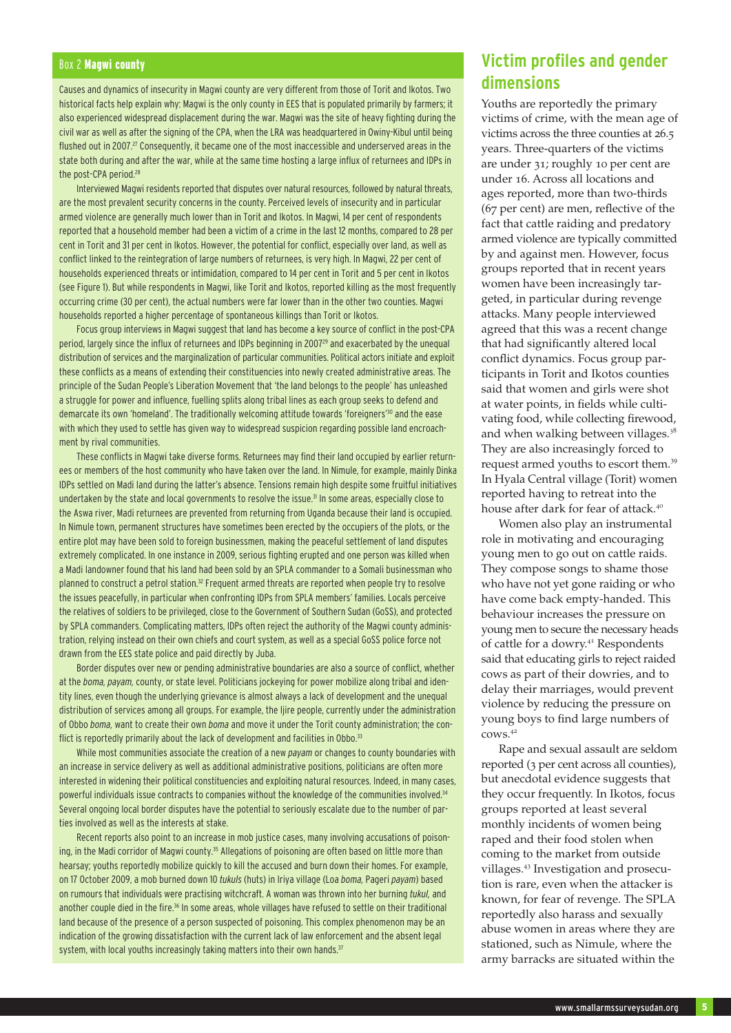## Box 2 **Magwi county**

Causes and dynamics of insecurity in Magwi county are very different from those of Torit and Ikotos. Two historical facts help explain why: Magwi is the only county in EES that is populated primarily by farmers; it also experienced widespread displacement during the war. Magwi was the site of heavy fighting during the civil war as well as after the signing of the CPA, when the LRA was headquartered in Owiny-Kibul until being flushed out in 2007.[27] Consequently, it became one of the most inaccessible and underserved areas in the state both during and after the war, while at the same time hosting a large influx of returnees and IDPs in the post-CPA period.[28]

Interviewed Magwi residents reported that disputes over natural resources, followed by natural threats, are the most prevalent security concerns in the county. Perceived levels of insecurity and in particular armed violence are generally much lower than in Torit and Ikotos. In Magwi, 14 per cent of respondents reported that a household member had been a victim of a crime in the last 12 months, compared to 28 per cent in Torit and 31 per cent in Ikotos. However, the potential for conflict, especially over land, as well as conflict linked to the reintegration of large numbers of returnees, is very high. In Magwi, 22 per cent of households experienced threats or intimidation, compared to 14 per cent in Torit and 5 per cent in Ikotos (see Figure 1). But while respondents in Magwi, like Torit and Ikotos, reported killing as the most frequently occurring crime (30 per cent), the actual numbers were far lower than in the other two counties. Magwi households reported a higher percentage of spontaneous killings than Torit or Ikotos.

Focus group interviews in Magwi suggest that land has become a key source of conflict in the post-CPA period, largely since the influx of returnees and IDPs beginning in 2007[29] and exacerbated by the unequal distribution of services and the marginalization of particular communities. Political actors initiate and exploit these conflicts as a means of extending their constituencies into newly created administrative areas. The principle of the Sudan People's Liberation Movement that 'the land belongs to the people' has unleashed a struggle for power and influence, fuelling splits along tribal lines as each group seeks to defend and demarcate its own 'homeland'. The traditionally welcoming attitude towards 'foreigners'[30] and the ease with which they used to settle has given way to widespread suspicion regarding possible land encroachment by rival communities.

These conflicts in Magwi take diverse forms. Returnees may find their land occupied by earlier returnees or members of the host community who have taken over the land. In Nimule, for example, mainly Dinka IDPs settled on Madi land during the latter's absence. Tensions remain high despite some fruitful initiatives undertaken by the state and local governments to resolve the issue.[31] In some areas, especially close to the Aswa river, Madi returnees are prevented from returning from Uganda because their land is occupied. In Nimule town, permanent structures have sometimes been erected by the occupiers of the plots, or the entire plot may have been sold to foreign businessmen, making the peaceful settlement of land disputes extremely complicated. In one instance in 2009, serious fighting erupted and one person was killed when a Madi landowner found that his land had been sold by an SPLA commander to a Somali businessman who planned to construct a petrol station.[32] Frequent armed threats are reported when people try to resolve the issues peacefully, in particular when confronting IDPs from SPLA members' families. Locals perceive the relatives of soldiers to be privileged, close to the Government of Southern Sudan (GoSS), and protected by SPLA commanders. Complicating matters, IDPs often reject the authority of the Magwi county administration, relying instead on their own chiefs and court system, as well as a special GoSS police force not drawn from the EES state police and paid directly by Juba.

Border disputes over new or pending administrative boundaries are also a source of conflict, whether at the *boma*, *payam*, county, or state level. Politicians jockeying for power mobilize along tribal and identity lines, even though the underlying grievance is almost always a lack of development and the unequal distribution of services among all groups. For example, the Ijire people, currently under the administration of Obbo *boma*, want to create their own *boma* and move it under the Torit county administration; the conflict is reportedly primarily about the lack of development and facilities in Obbo.[33]

While most communities associate the creation of a new *payam* or changes to county boundaries with an increase in service delivery as well as additional administrative positions, politicians are often more interested in widening their political constituencies and exploiting natural resources. Indeed, in many cases, powerful individuals issue contracts to companies without the knowledge of the communities involved.[34] Several ongoing local border disputes have the potential to seriously escalate due to the number of parties involved as well as the interests at stake.

Recent reports also point to an increase in mob justice cases, many involving accusations of poisoning, in the Madi corridor of Magwi county.[35] Allegations of poisoning are often based on little more than hearsay; youths reportedly mobilize quickly to kill the accused and burn down their homes. For example, on 17 October 2009, a mob burned down 10 *tukuls* (huts) in Iriya village (Loa *boma*, Pageri *payam*) based on rumours that individuals were practising witchcraft. A woman was thrown into her burning *tukul*, and another couple died in the fire.[36] In some areas, whole villages have refused to settle on their traditional land because of the presence of a person suspected of poisoning. This complex phenomenon may be an indication of the growing dissatisfaction with the current lack of law enforcement and the absent legal system, with local youths increasingly taking matters into their own hands.[37]

## Victim profiles and gender dimensions

Youths are reportedly the primary victims of crime, with the mean age of victims across the three counties at 26.5 years. Three-quarters of the victims are under 31; roughly 10 per cent are under 16. Across all locations and ages reported, more than two-thirds (67 per cent) are men, reflective of the fact that cattle raiding and predatory armed violence are typically committed by and against men. However, focus groups reported that in recent years women have been increasingly targeted, in particular during revenge attacks. Many people interviewed agreed that this was a recent change that had significantly altered local conflict dynamics. Focus group participants in Torit and Ikotos counties said that women and girls were shot at water points, in fields while cultivating food, while collecting firewood, and when walking between villages.[38] They are also increasingly forced to request armed youths to escort them.[39] In Hyala Central village (Torit) women reported having to retreat into the house after dark for fear of attack.[40]

Women also play an instrumental role in motivating and encouraging young men to go out on cattle raids. They compose songs to shame those who have not yet gone raiding or who have come back empty-handed. This behaviour increases the pressure on young men to secure the necessary heads of cattle for a dowry.[41] Respondents said that educating girls to reject raided cows as part of their dowries, and to delay their marriages, would prevent violence by reducing the pressure on young boys to find large numbers of cows.[42]

Rape and sexual assault are seldom reported (3 per cent across all counties), but anecdotal evidence suggests that they occur frequently. In Ikotos, focus groups reported at least several monthly incidents of women being raped and their food stolen when coming to the market from outside villages.[43] Investigation and prosecution is rare, even when the attacker is known, for fear of revenge. The SPLA reportedly also harass and sexually abuse women in areas where they are stationed, such as Nimule, where the army barracks are situated within the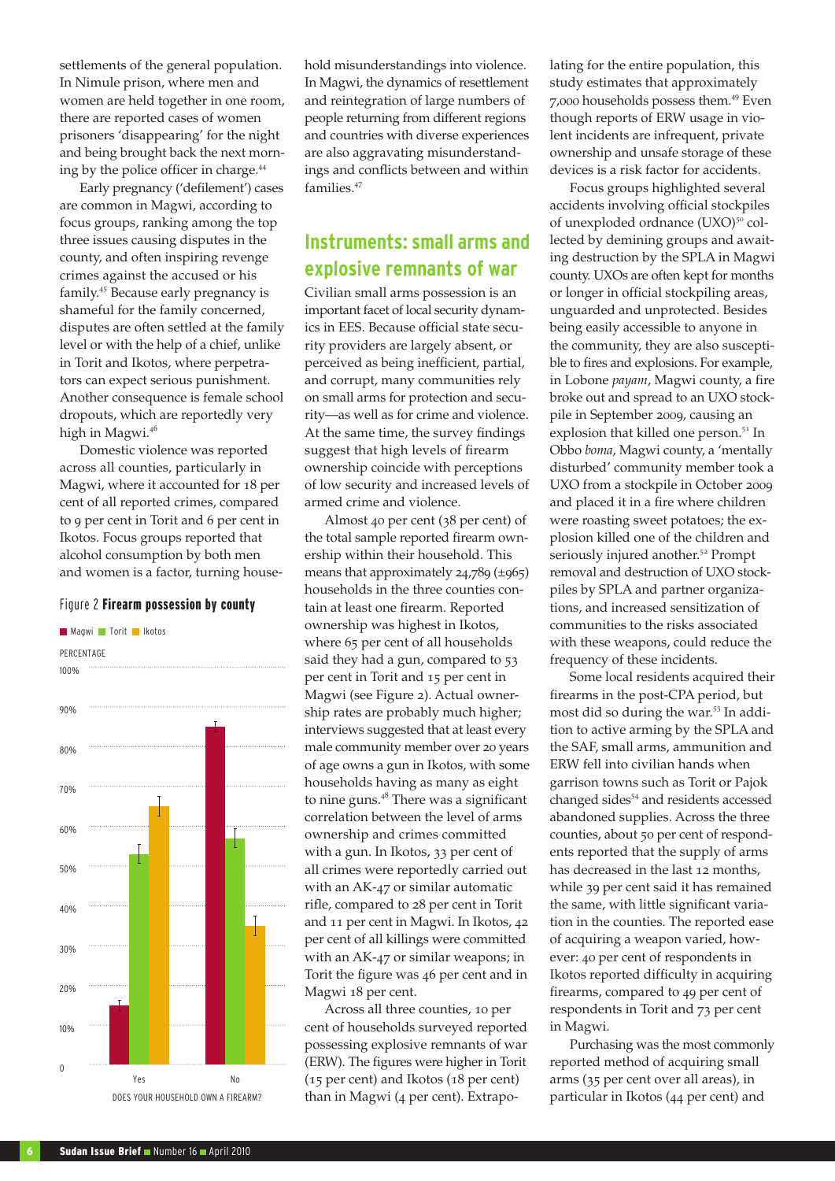settlements of the general population. In Nimule prison, where men and women are held together in one room, there are reported cases of women prisoners 'disappearing' for the night and being brought back the next morning by the police officer in charge.[44]

Early pregnancy ('defilement') cases are common in Magwi, according to focus groups, ranking among the top three issues causing disputes in the county, and often inspiring revenge crimes against the accused or his family.[45] Because early pregnancy is shameful for the family concerned, disputes are often settled at the family level or with the help of a chief, unlike in Torit and Ikotos, where perpetrators can expect serious punishment. Another consequence is female school dropouts, which are reportedly very high in Magwi.[46]

Domestic violence was reported across all counties, particularly in Magwi, where it accounted for 18 per cent of all reported crimes, compared to 9 per cent in Torit and 6 per cent in Ikotos. Focus groups reported that alcohol consumption by both men and women is a factor, turning household misunderstandings into violence. In Magwi, the dynamics of resettlement and reintegration of large numbers of people returning from different regions and countries with diverse experiences are also aggravating misunderstandings and conflicts between and within families.[47]

Figure 2 **Firearm possession by county**

Magwi  Torit  Ikotos

PERCENTAGE

100%
90%
80%
70%
60%
50%
40%
30%
20%
10%
0

Yes  No

DOES YOUR HOUSEHOLD OWN A FIREARM?

## Instruments: small arms and explosive remnants of war

Civilian small arms possession is an important facet of local security dynamics in EES. Because official state security providers are largely absent, or perceived as being inefficient, partial, and corrupt, many communities rely on small arms for protection and security—as well as for crime and violence. At the same time, the survey findings suggest that high levels of firearm ownership coincide with perceptions of low security and increased levels of armed crime and violence.

Almost 40 per cent (38 per cent) of the total sample reported firearm ownership within their household. This means that approximately 24,789 (±965) households in the three counties contain at least one firearm. Reported ownership was highest in Ikotos, where 65 per cent of all households said they had a gun, compared to 53 per cent in Torit and 15 per cent in Magwi (see Figure 2). Actual ownership rates are probably much higher; interviews suggested that at least every male community member over 20 years of age owns a gun in Ikotos, with some households having as many as eight to nine guns.[48] There was a significant correlation between the level of arms ownership and crimes committed with a gun. In Ikotos, 33 per cent of all crimes were reportedly carried out with an AK-47 or similar automatic rifle, compared to 28 per cent in Torit and 11 per cent in Magwi. In Ikotos, 42 per cent of all killings were committed with an AK-47 or similar weapons; in Torit the figure was 46 per cent and in Magwi 18 per cent.

Across all three counties, 10 per cent of households surveyed reported possessing explosive remnants of war (ERW). The figures were higher in Torit (15 per cent) and Ikotos (18 per cent) than in Magwi (4 per cent). Extrapolating for the entire population, this study estimates that approximately 7,000 households possess them.[49] Even though reports of ERW usage in violent incidents are infrequent, private ownership and unsafe storage of these devices is a risk factor for accidents.

Focus groups highlighted several accidents involving official stockpiles of unexploded ordnance (UXO)[50] collected by demining groups and awaiting destruction by the SPLA in Magwi county. UXOs are often kept for months or longer in official stockpiling areas, unguarded and unprotected. Besides being easily accessible to anyone in the community, they are also susceptible to fires and explosions. For example, in Lobone *payam*, Magwi county, a fire broke out and spread to an UXO stockpile in September 2009, causing an explosion that killed one person.[51] In Obbo *boma*, Magwi county, a 'mentally disturbed' community member took a UXO from a stockpile in October 2009 and placed it in a fire where children were roasting sweet potatoes; the explosion killed one of the children and seriously injured another.[52] Prompt removal and destruction of UXO stockpiles by SPLA and partner organizations, and increased sensitization of communities to the risks associated with these weapons, could reduce the frequency of these incidents.

Some local residents acquired their firearms in the post-CPA period, but most did so during the war.[53] In addition to active arming by the SPLA and the SAF, small arms, ammunition and ERW fell into civilian hands when garrison towns such as Torit or Pajok changed sides[54] and residents accessed abandoned supplies. Across the three counties, about 50 per cent of respondents reported that the supply of arms has decreased in the last 12 months, while 39 per cent said it has remained the same, with little significant variation in the counties. The reported ease of acquiring a weapon varied, however: 40 per cent of respondents in Ikotos reported difficulty in acquiring firearms, compared to 49 per cent of respondents in Torit and 73 per cent in Magwi.

Purchasing was the most commonly reported method of acquiring small arms (35 per cent over all areas), in particular in Ikotos (44 per cent) and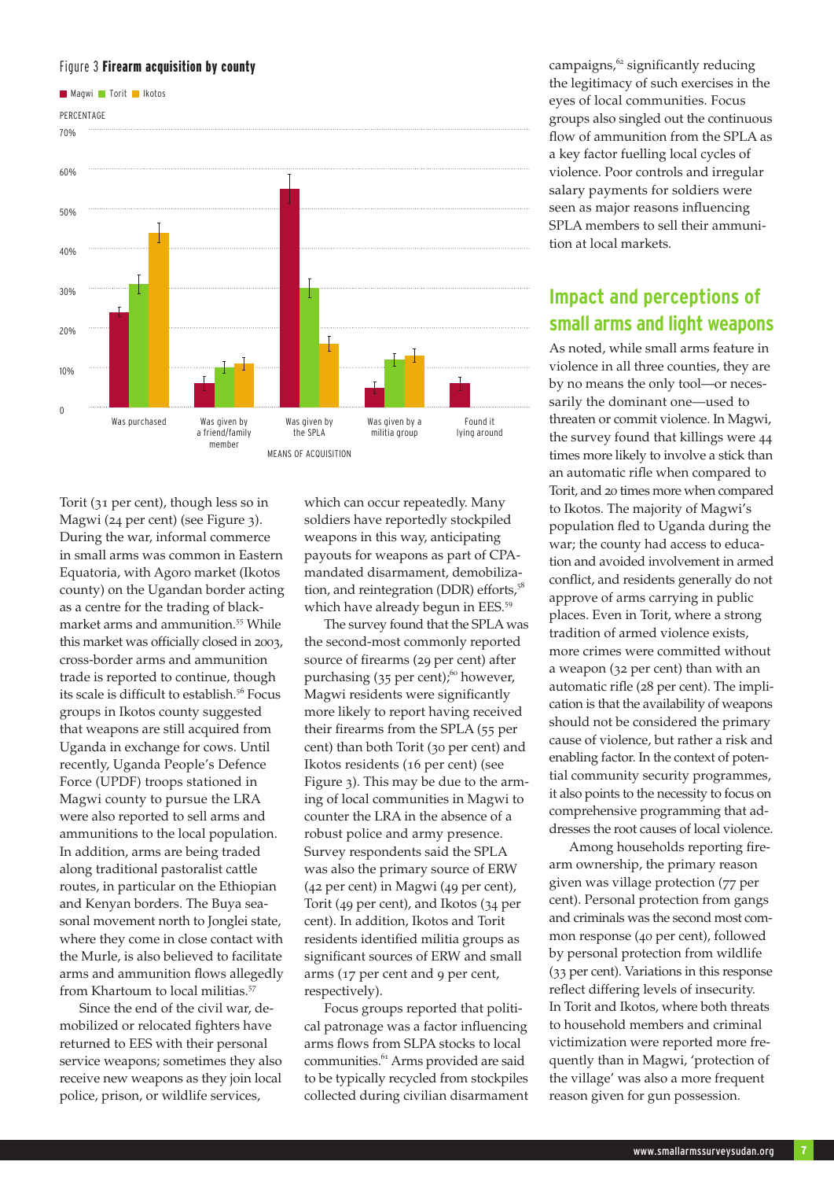Figure 3 **Firearm acquisition by county**

Magwi Torit Ikotos

PERCENTAGE

70%
60%
50%
40%
30%
20%
10%
0

Was purchased
Was given by a friend/family member
Was given by the SPLA
Was given by a militia group
Found it lying around

MEANS OF ACQUISITION

Torit (31 per cent), though less so in Magwi (24 per cent) (see Figure 3). During the war, informal commerce in small arms was common in Eastern Equatoria, with Agoro market (Ikotos county) on the Ugandan border acting as a centre for the trading of black-market arms and ammunition.[55] While this market was officially closed in 2003, cross-border arms and ammunition trade is reported to continue, though its scale is difficult to establish.[56] Focus groups in Ikotos county suggested that weapons are still acquired from Uganda in exchange for cows. Until recently, Uganda People's Defence Force (UPDF) troops stationed in Magwi county to pursue the LRA were also reported to sell arms and ammunitions to the local population. In addition, arms are being traded along traditional pastoralist cattle routes, in particular on the Ethiopian and Kenyan borders. The Buya seasonal movement north to Jonglei state, where they come in close contact with the Murle, is also believed to facilitate arms and ammunition flows allegedly from Khartoum to local militias.[57]

Since the end of the civil war, demobilized or relocated fighters have returned to EES with their personal service weapons; sometimes they also receive new weapons as they join local police, prison, or wildlife services, which can occur repeatedly. Many soldiers have reportedly stockpiled weapons in this way, anticipating payouts for weapons as part of CPA-mandated disarmament, demobilization, and reintegration (DDR) efforts,[58] which have already begun in EES.[59]

The survey found that the SPLA was the second-most commonly reported source of firearms (29 per cent) after purchasing (35 per cent);[60] however, Magwi residents were significantly more likely to report having received their firearms from the SPLA (55 per cent) than both Torit (30 per cent) and Ikotos residents (16 per cent) (see Figure 3). This may be due to the arming of local communities in Magwi to counter the LRA in the absence of a robust police and army presence. Survey respondents said the SPLA was also the primary source of ERW (42 per cent) in Magwi (49 per cent), Torit (49 per cent), and Ikotos (34 per cent). In addition, Ikotos and Torit residents identified militia groups as significant sources of ERW and small arms (17 per cent and 9 per cent, respectively).

Focus groups reported that political patronage was a factor influencing arms flows from SLPA stocks to local communities.[61] Arms provided are said to be typically recycled from stockpiles collected during civilian disarmament campaigns,[62] significantly reducing the legitimacy of such exercises in the eyes of local communities. Focus groups also singled out the continuous flow of ammunition from the SPLA as a key factor fuelling local cycles of violence. Poor controls and irregular salary payments for soldiers were seen as major reasons influencing SPLA members to sell their ammunition at local markets.

## Impact and perceptions of small arms and light weapons

As noted, while small arms feature in violence in all three counties, they are by no means the only tool—or necessarily the dominant one—used to threaten or commit violence. In Magwi, the survey found that killings were 44 times more likely to involve a stick than an automatic rifle when compared to Torit, and 20 times more when compared to Ikotos. The majority of Magwi's population fled to Uganda during the war; the county had access to education and avoided involvement in armed conflict, and residents generally do not approve of arms carrying in public places. Even in Torit, where a strong tradition of armed violence exists, more crimes were committed without a weapon (32 per cent) than with an automatic rifle (28 per cent). The implication is that the availability of weapons should not be considered the primary cause of violence, but rather a risk and enabling factor. In the context of potential community security programmes, it also points to the necessity to focus on comprehensive programming that addresses the root causes of local violence.

Among households reporting firearm ownership, the primary reason given was village protection (77 per cent). Personal protection from gangs and criminals was the second most common response (40 per cent), followed by personal protection from wildlife (33 per cent). Variations in this response reflect differing levels of insecurity. In Torit and Ikotos, where both threats to household members and criminal victimization were reported more frequently than in Magwi, 'protection of the village' was also a more frequent reason given for gun possession.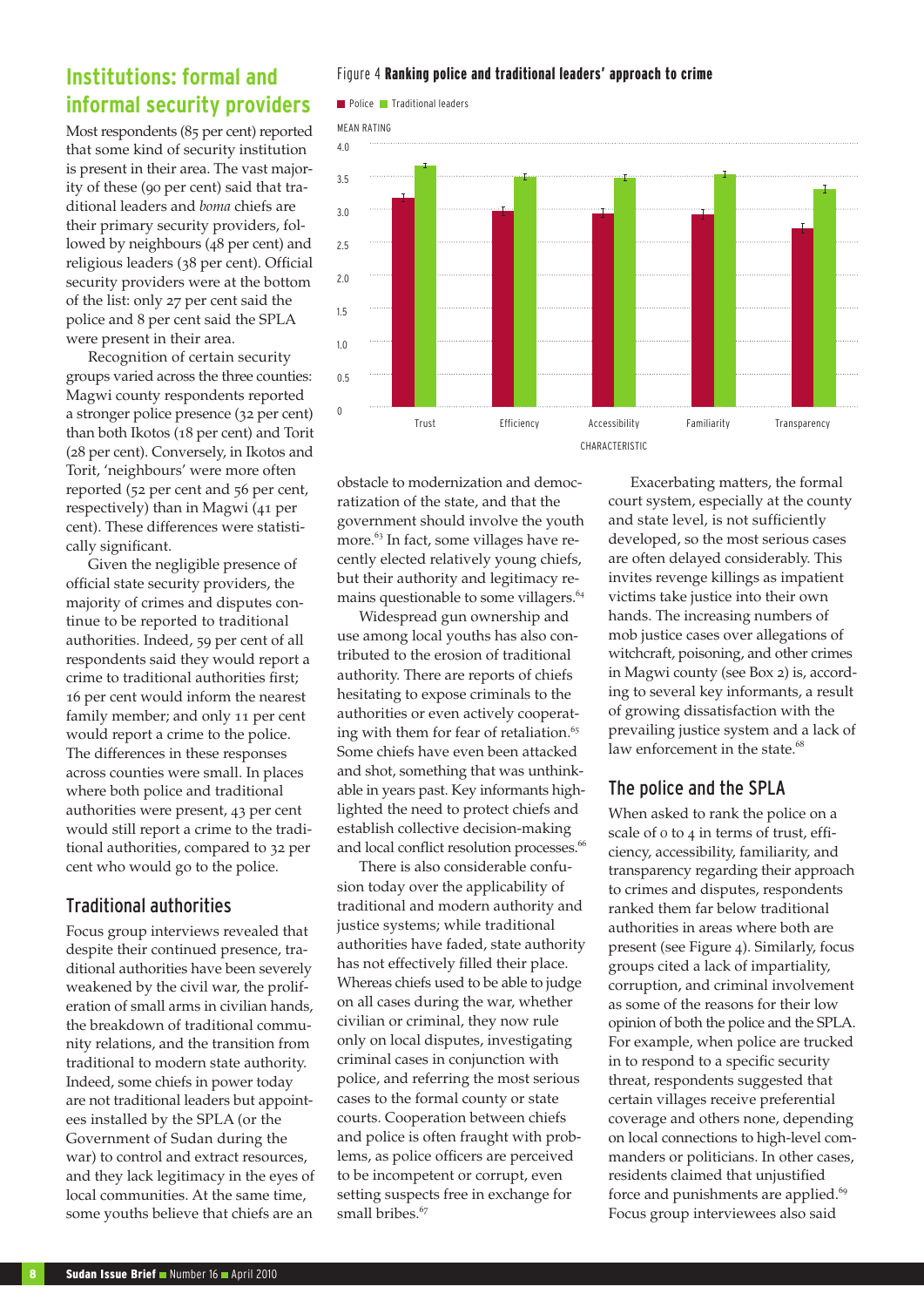## Institutions: formal and informal security providers

Most respondents (85 per cent) reported that some kind of security institution is present in their area. The vast majority of these (90 per cent) said that traditional leaders and *boma* chiefs are their primary security providers, followed by neighbours (48 per cent) and religious leaders (38 per cent). Official security providers were at the bottom of the list: only 27 per cent said the police and 8 per cent said the SPLA were present in their area.

Recognition of certain security groups varied across the three counties: Magwi county respondents reported a stronger police presence (32 per cent) than both Ikotos (18 per cent) and Torit (28 per cent). Conversely, in Ikotos and Torit, 'neighbours' were more often reported (52 per cent and 56 per cent, respectively) than in Magwi (41 per cent). These differences were statistically significant.

Given the negligible presence of official state security providers, the majority of crimes and disputes continue to be reported to traditional authorities. Indeed, 59 per cent of all respondents said they would report a crime to traditional authorities first; 16 per cent would inform the nearest family member; and only 11 per cent would report a crime to the police. The differences in these responses across counties were small. In places where both police and traditional authorities were present, 43 per cent would still report a crime to the traditional authorities, compared to 32 per cent who would go to the police.

### Traditional authorities

Focus group interviews revealed that despite their continued presence, traditional authorities have been severely weakened by the civil war, the proliferation of small arms in civilian hands, the breakdown of traditional community relations, and the transition from traditional to modern state authority. Indeed, some chiefs in power today are not traditional leaders but appointees installed by the SPLA (or the Government of Sudan during the war) to control and extract resources, and they lack legitimacy in the eyes of local communities. At the same time, some youths believe that chiefs are an obstacle to modernization and democratization of the state, and that the government should involve the youth more.[63] In fact, some villages have recently elected relatively young chiefs, but their authority and legitimacy remains questionable to some villagers.[64]

Widespread gun ownership and use among local youths has also contributed to the erosion of traditional authority. There are reports of chiefs hesitating to expose criminals to the authorities or even actively cooperating with them for fear of retaliation.[65] Some chiefs have even been attacked and shot, something that was unthinkable in years past. Key informants highlighted the need to protect chiefs and establish collective decision-making and local conflict resolution processes.[66]

There is also considerable confusion today over the applicability of traditional and modern authority and justice systems; while traditional authorities have faded, state authority has not effectively filled their place. Whereas chiefs used to be able to judge on all cases during the war, whether civilian or criminal, they now rule only on local disputes, investigating criminal cases in conjunction with police, and referring the most serious cases to the formal county or state courts. Cooperation between chiefs and police is often fraught with problems, as police officers are perceived to be incompetent or corrupt, even setting suspects free in exchange for small bribes.[67]

Exacerbating matters, the formal court system, especially at the county and state level, is not sufficiently developed, so the most serious cases are often delayed considerably. This invites revenge killings as impatient victims take justice into their own hands. The increasing numbers of mob justice cases over allegations of witchcraft, poisoning, and other crimes in Magwi county (see Box 2) is, according to several key informants, a result of growing dissatisfaction with the prevailing justice system and a lack of law enforcement in the state.[68]

Figure 4 **Ranking police and traditional leaders' approach to crime**

Police
Traditional leaders

MEAN RATING

4.0
3.5
3.0
2.5
2.0
1.5
1.0
0.5
0

Trust
Efficiency
Accessibility
Familiarity
Transparency

CHARACTERISTIC

### The police and the SPLA

When asked to rank the police on a scale of 0 to 4 in terms of trust, efficiency, accessibility, familiarity, and transparency regarding their approach to crimes and disputes, respondents ranked them far below traditional authorities in areas where both are present (see Figure 4). Similarly, focus groups cited a lack of impartiality, corruption, and criminal involvement as some of the reasons for their low opinion of both the police and the SPLA. For example, when police are trucked in to respond to a specific security threat, respondents suggested that certain villages receive preferential coverage and others none, depending on local connections to high-level commanders or politicians. In other cases, residents claimed that unjustified force and punishments are applied.[69] Focus group interviewees also said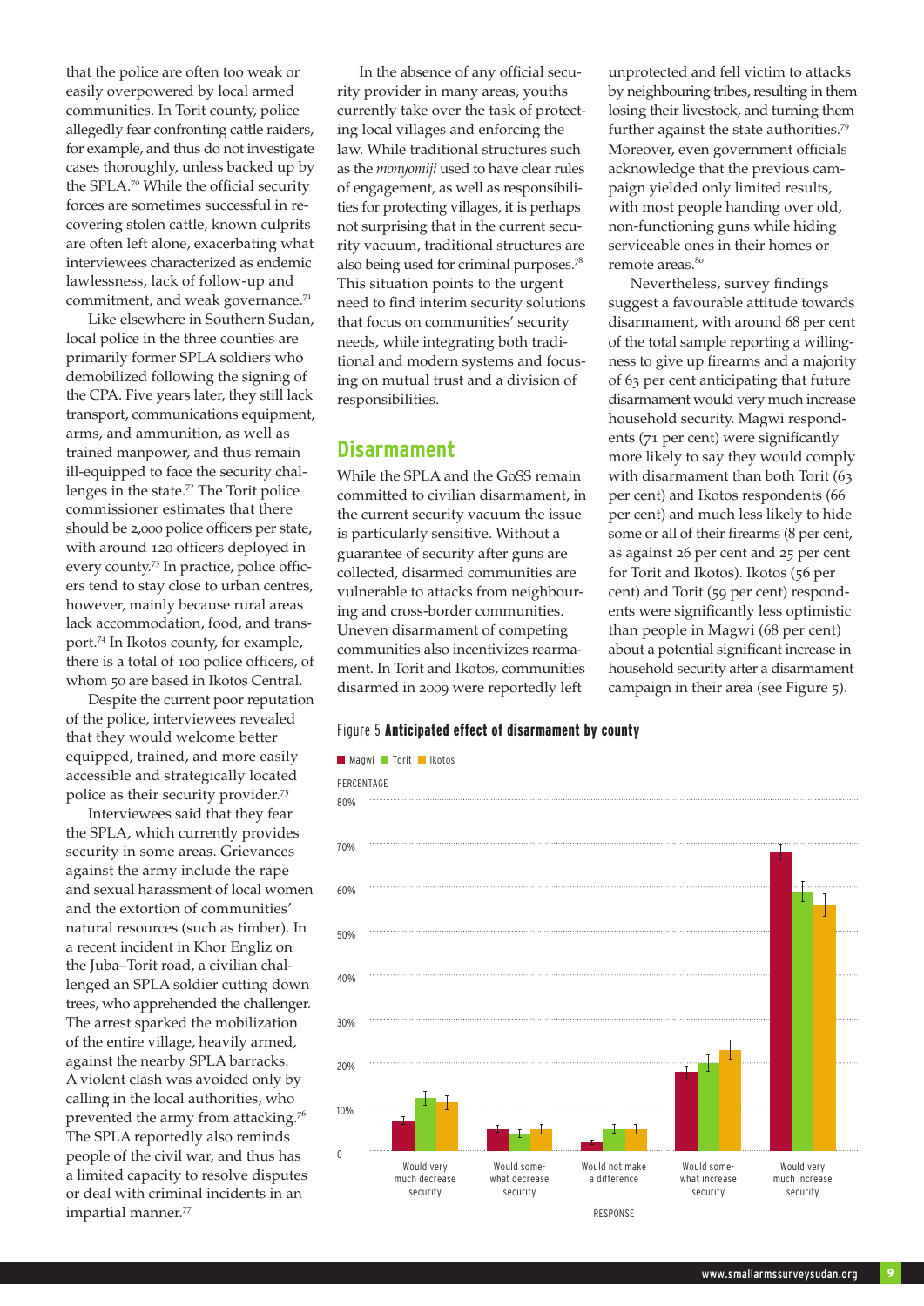that the police are often too weak or easily overpowered by local armed communities. In Torit county, police allegedly fear confronting cattle raiders, for example, and thus do not investigate cases thoroughly, unless backed up by the SPLA.[70] While the official security forces are sometimes successful in recovering stolen cattle, known culprits are often left alone, exacerbating what interviewees characterized as endemic lawlessness, lack of follow-up and commitment, and weak governance.[71]

Like elsewhere in Southern Sudan, local police in the three counties are primarily former SPLA soldiers who demobilized following the signing of the CPA. Five years later, they still lack transport, communications equipment, arms, and ammunition, as well as trained manpower, and thus remain ill-equipped to face the security challenges in the state.[72] The Torit police commissioner estimates that there should be 2,000 police officers per state, with around 120 officers deployed in every county.[73] In practice, police officers tend to stay close to urban centres, however, mainly because rural areas lack accommodation, food, and transport.[74] In Ikotos county, for example, there is a total of 100 police officers, of whom 50 are based in Ikotos Central.

Despite the current poor reputation of the police, interviewees revealed that they would welcome better equipped, trained, and more easily accessible and strategically located police as their security provider.[75]

Interviewees said that they fear the SPLA, which currently provides security in some areas. Grievances against the army include the rape and sexual harassment of local women and the extortion of communities' natural resources (such as timber). In a recent incident in Khor Engliz on the Juba–Torit road, a civilian challenged an SPLA soldier cutting down trees, who apprehended the challenger. The arrest sparked the mobilization of the entire village, heavily armed, against the nearby SPLA barracks. A violent clash was avoided only by calling in the local authorities, who prevented the army from attacking.[76] The SPLA reportedly also reminds people of the civil war, and thus has a limited capacity to resolve disputes or deal with criminal incidents in an impartial manner.[77]

In the absence of any official security provider in many areas, youths currently take over the task of protecting local villages and enforcing the law. While traditional structures such as the *monyomiji* used to have clear rules of engagement, as well as responsibilities for protecting villages, it is perhaps not surprising that in the current security vacuum, traditional structures are also being used for criminal purposes.[78] This situation points to the urgent need to find interim security solutions that focus on communities' security needs, while integrating both traditional and modern systems and focusing on mutual trust and a division of responsibilities.

## Disarmament

While the SPLA and the GoSS remain committed to civilian disarmament, in the current security vacuum the issue is particularly sensitive. Without a guarantee of security after guns are collected, disarmed communities are vulnerable to attacks from neighbouring and cross-border communities. Uneven disarmament of competing communities also incentivizes rearmament. In Torit and Ikotos, communities disarmed in 2009 were reportedly left unprotected and fell victim to attacks by neighbouring tribes, resulting in them losing their livestock, and turning them further against the state authorities.[79] Moreover, even government officials acknowledge that the previous campaign yielded only limited results, with most people handing over old, non-functioning guns while hiding serviceable ones in their homes or remote areas.[80]

Nevertheless, survey findings suggest a favourable attitude towards disarmament, with around 68 per cent of the total sample reporting a willingness to give up firearms and a majority of 63 per cent anticipating that future disarmament would very much increase household security. Magwi respondents (71 per cent) were significantly more likely to say they would comply with disarmament than both Torit (63 per cent) and Ikotos respondents (66 per cent) and much less likely to hide some or all of their firearms (8 per cent, as against 26 per cent and 25 per cent for Torit and Ikotos). Ikotos (56 per cent) and Torit (59 per cent) respondents were significantly less optimistic than people in Magwi (68 per cent) about a potential significant increase in household security after a disarmament campaign in their area (see Figure 5).

Figure 5 **Anticipated effect of disarmament by county**

Magwi  Torit  Ikotos

PERCENTAGE

80%
70%
60%
50%
40%
30%
20%
10%
0

Would very much decrease security
Would somewhat decrease security
Would not make a difference
Would somewhat increase security
Would very much increase security

RESPONSE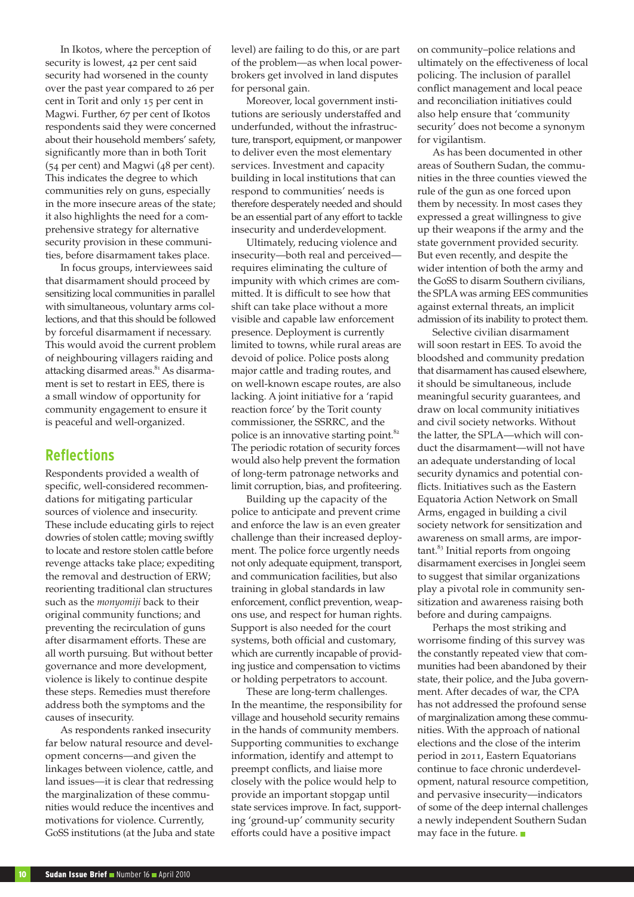In Ikotos, where the perception of security is lowest, 42 per cent said security had worsened in the county over the past year compared to 26 per cent in Torit and only 15 per cent in Magwi. Further, 67 per cent of Ikotos respondents said they were concerned about their household members' safety, significantly more than in both Torit (54 per cent) and Magwi (48 per cent). This indicates the degree to which communities rely on guns, especially in the more insecure areas of the state; it also highlights the need for a comprehensive strategy for alternative security provision in these communities, before disarmament takes place.

In focus groups, interviewees said that disarmament should proceed by sensitizing local communities in parallel with simultaneous, voluntary arms collections, and that this should be followed by forceful disarmament if necessary. This would avoid the current problem of neighbouring villagers raiding and attacking disarmed areas.[81] As disarmament is set to restart in EES, there is a small window of opportunity for community engagement to ensure it is peaceful and well-organized.

## Reflections

Respondents provided a wealth of specific, well-considered recommendations for mitigating particular sources of violence and insecurity. These include educating girls to reject dowries of stolen cattle; moving swiftly to locate and restore stolen cattle before revenge attacks take place; expediting the removal and destruction of ERW; reorienting traditional clan structures such as the *monyomiji* back to their original community functions; and preventing the recirculation of guns after disarmament efforts. These are all worth pursuing. But without better governance and more development, violence is likely to continue despite these steps. Remedies must therefore address both the symptoms and the causes of insecurity.

As respondents ranked insecurity far below natural resource and development concerns—and given the linkages between violence, cattle, and land issues—it is clear that redressing the marginalization of these communities would reduce the incentives and motivations for violence. Currently, GoSS institutions (at the Juba and state level) are failing to do this, or are part of the problem—as when local powerbrokers get involved in land disputes for personal gain.

Moreover, local government institutions are seriously understaffed and underfunded, without the infrastructure, transport, equipment, or manpower to deliver even the most elementary services. Investment and capacity building in local institutions that can respond to communities' needs is therefore desperately needed and should be an essential part of any effort to tackle insecurity and underdevelopment.

Ultimately, reducing violence and insecurity—both real and perceived—requires eliminating the culture of impunity with which crimes are committed. It is difficult to see how that shift can take place without a more visible and capable law enforcement presence. Deployment is currently limited to towns, while rural areas are devoid of police. Police posts along major cattle and trading routes, and on well-known escape routes, are also lacking. A joint initiative for a 'rapid reaction force' by the Torit county commissioner, the SSRRC, and the police is an innovative starting point.[82] The periodic rotation of security forces would also help prevent the formation of long-term patronage networks and limit corruption, bias, and profiteering.

Building up the capacity of the police to anticipate and prevent crime and enforce the law is an even greater challenge than their increased deployment. The police force urgently needs not only adequate equipment, transport, and communication facilities, but also training in global standards in law enforcement, conflict prevention, weapons use, and respect for human rights. Support is also needed for the court systems, both official and customary, which are currently incapable of providing justice and compensation to victims or holding perpetrators to account.

These are long-term challenges. In the meantime, the responsibility for village and household security remains in the hands of community members. Supporting communities to exchange information, identify and attempt to preempt conflicts, and liaise more closely with the police would help to provide an important stopgap until state services improve. In fact, supporting 'ground-up' community security efforts could have a positive impact on community–police relations and ultimately on the effectiveness of local policing. The inclusion of parallel conflict management and local peace and reconciliation initiatives could also help ensure that 'community security' does not become a synonym for vigilantism.

As has been documented in other areas of Southern Sudan, the communities in the three counties viewed the rule of the gun as one forced upon them by necessity. In most cases they expressed a great willingness to give up their weapons if the army and the state government provided security. But even recently, and despite the wider intention of both the army and the GoSS to disarm Southern civilians, the SPLA was arming EES communities against external threats, an implicit admission of its inability to protect them.

Selective civilian disarmament will soon restart in EES. To avoid the bloodshed and community predation that disarmament has caused elsewhere, it should be simultaneous, include meaningful security guarantees, and draw on local community initiatives and civil society networks. Without the latter, the SPLA—which will conduct the disarmament—will not have an adequate understanding of local security dynamics and potential conflicts. Initiatives such as the Eastern Equatoria Action Network on Small Arms, engaged in building a civil society network for sensitization and awareness on small arms, are important.[83] Initial reports from ongoing disarmament exercises in Jonglei seem to suggest that similar organizations play a pivotal role in community sensitization and awareness raising both before and during campaigns.

Perhaps the most striking and worrisome finding of this survey was the constantly repeated view that communities had been abandoned by their state, their police, and the Juba government. After decades of war, the CPA has not addressed the profound sense of marginalization among these communities. With the approach of national elections and the close of the interim period in 2011, Eastern Equatorians continue to face chronic underdevelopment, natural resource competition, and pervasive insecurity—indicators of some of the deep internal challenges a newly independent Southern Sudan may face in the future.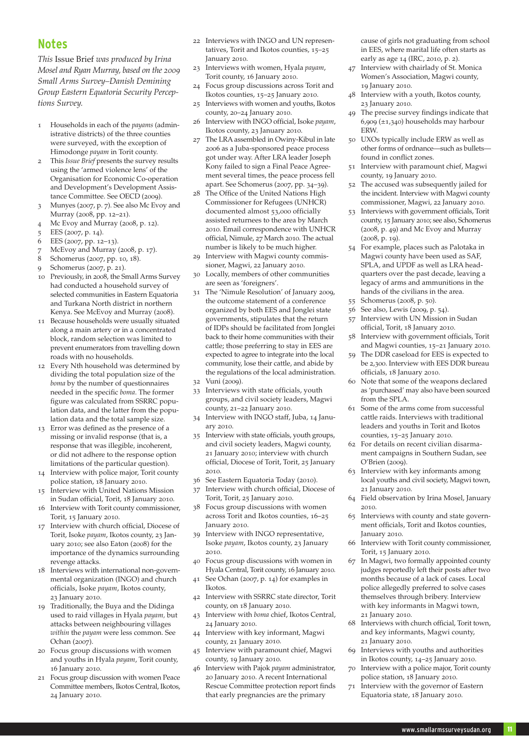## Notes

*This* Issue Brief *was produced by Irina Mosel and Ryan Murray, based on the 2009 Small Arms Survey–Danish Demining Group Eastern Equatoria Security Perceptions Survey.*

1. Households in each of the *payams* (administrative districts) of the three counties were surveyed, with the exception of Himodonge *payam* in Torit county.
2. This *Issue Brief* presents the survey results using the 'armed violence lens' of the Organisation for Economic Co-operation and Development's Development Assistance Committee. See OECD (2009).
3. Munyes (2007, p. 7). See also Mc Evoy and Murray (2008, pp. 12–21).
4. Mc Evoy and Murray (2008, p. 12).
5. EES (2007, p. 14).
6. EES (2007, pp. 12–13).
7. McEvoy and Murray (2008, p. 17).
8. Schomerus (2007, pp. 10, 18).
9. Schomerus (2007, p. 21).
10. Previously, in 2008, the Small Arms Survey had conducted a household survey of selected communities in Eastern Equatoria and Turkana North district in northern Kenya. See McEvoy and Murray (2008).
11. Because households were usually situated along a main artery or in a concentrated block, random selection was limited to prevent enumerators from travelling down roads with no households.
12. Every Nth household was determined by dividing the total population size of the *boma* by the number of questionnaires needed in the specific *boma*. The former figure was calculated from SSRRC population data, and the latter from the population data and the total sample size.
13. Error was defined as the presence of a missing or invalid response (that is, a response that was illegible, incoherent, or did not adhere to the response option limitations of the particular question).
14. Interview with police major, Torit county police station, 18 January 2010.
15. Interview with United Nations Mission in Sudan official, Torit, 18 January 2010.
16. Interview with Torit county commissioner, Torit, 15 January 2010.
17. Interview with church official, Diocese of Torit, Isoke *payam*, Ikotos county, 23 January 2010; see also Eaton (2008) for the importance of the dynamics surrounding revenge attacks.
18. Interviews with international non-governmental organization (INGO) and church officials, Isoke *payam*, Ikotos county, 23 January 2010.
19. Traditionally, the Buya and the Didinga used to raid villages in Hyala *payam*, but attacks between neighbouring villages *within* the *payam* were less common. See Ochan (2007).
20. Focus group discussions with women and youths in Hyala *payam*, Torit county, 16 January 2010.
21. Focus group discussion with women Peace Committee members, Ikotos Central, Ikotos, 24 January 2010.
22. Interviews with INGO and UN representatives, Torit and Ikotos counties, 15–25 January 2010.
23. Interviews with women, Hyala *payam*, Torit county, 16 January 2010.
24. Focus group discussions across Torit and Ikotos counties, 15–25 January 2010.
25. Interviews with women and youths, Ikotos county, 20–24 January 2010.
26. Interview with INGO official, Isoke *payam*, Ikotos county, 23 January 2010.
27. The LRA assembled in Owiny-Kibul in late 2006 as a Juba-sponsored peace process got under way. After LRA leader Joseph Kony failed to sign a Final Peace Agreement several times, the peace process fell apart. See Schomerus (2007, pp. 34–39).
28. The Office of the United Nations High Commissioner for Refugees (UNHCR) documented almost 53,000 officially assisted returnees to the area by March 2010. Email correspondence with UNHCR official, Nimule, 27 March 2010. The actual number is likely to be much higher.
29. Interview with Magwi county commissioner, Magwi, 22 January 2010.
30. Locally, members of other communities are seen as 'foreigners'.
31. The 'Nimule Resolution' of January 2009, the outcome statement of a conference organized by both EES and Jonglei state governments, stipulates that the return of IDPs should be facilitated from Jonglei back to their home communities with their cattle; those preferring to stay in EES are expected to agree to integrate into the local community, lose their cattle, and abide by the regulations of the local administration.
32. Vuni (2009).
33. Interviews with state officials, youth groups, and civil society leaders, Magwi county, 21–22 January 2010.
34. Interview with INGO staff, Juba, 14 January 2010.
35. Interview with state officials, youth groups, and civil society leaders, Magwi county, 21 January 2010; interview with church official, Diocese of Torit, Torit, 25 January 2010.
36. See Eastern Equatoria Today (2010).
37. Interview with church official, Diocese of Torit, Torit, 25 January 2010.
38. Focus group discussions with women across Torit and Ikotos counties, 16–25 January 2010.
39. Interview with INGO representative, Isoke *payam*, Ikotos county, 23 January 2010.
40. Focus group discussions with women in Hyala Central, Torit county, 16 January 2010.
41. See Ochan (2007, p. 14) for examples in Ikotos.
42. Interview with SSRRC state director, Torit county, on 18 January 2010.
43. Interview with *boma* chief, Ikotos Central, 24 January 2010.
44. Interview with key informant, Magwi county, 21 January 2010.
45. Interview with paramount chief, Magwi county, 19 January 2010.
46. Interview with Pajok *payam* administrator, 20 January 2010. A recent International Rescue Committee protection report finds that early pregnancies are the primary cause of girls not graduating from school in EES, where marital life often starts as early as age 14 (IRC, 2010, p. 2).
47. Interview with chairlady of St. Monica Women's Association, Magwi county, 19 January 2010.
48. Interview with a youth, Ikotos county, 23 January 2010.
49. The precise survey findings indicate that 6,909 (±1,340) households may harbour ERW.
50. UXOs typically include ERW as well as other forms of ordnance—such as bullets—found in conflict zones.
51. Interview with paramount chief, Magwi county, 19 January 2010.
52. The accused was subsequently jailed for the incident. Interview with Magwi county commissioner, Magwi, 22 January 2010.
53. Interviews with government officials, Torit county, 15 January 2010; see also, Schomerus (2008, p. 49) and Mc Evoy and Murray (2008, p. 19).
54. For example, places such as Palotaka in Magwi county have been used as SAF, SPLA, and UPDF as well as LRA headquarters over the past decade, leaving a legacy of arms and ammunitions in the hands of the civilians in the area.
55. Schomerus (2008, p. 50).
56. See also, Lewis (2009, p. 54).
57. Interview with UN Mission in Sudan official, Torit, 18 January 2010.
58. Interview with government officials, Torit and Magwi counties, 15–21 January 2010.
59. The DDR caseload for EES is expected to be 2,300. Interview with EES DDR bureau officials, 18 January 2010.
60. Note that some of the weapons declared as 'purchased' may also have been sourced from the SPLA.
61. Some of the arms come from successful cattle raids. Interviews with traditional leaders and youths in Torit and Ikotos counties, 15–25 January 2010.
62. For details on recent civilian disarmament campaigns in Southern Sudan, see O'Brien (2009).
63. Interview with key informants among local youths and civil society, Magwi town, 21 January 2010.
64. Field observation by Irina Mosel, January 2010.
65. Interviews with county and state government officials, Torit and Ikotos counties, January 2010.
66. Interview with Torit county commissioner, Torit, 15 January 2010.
67. In Magwi, two formally appointed county judges reportedly left their posts after two months because of a lack of cases. Local police allegedly preferred to solve cases themselves through bribery. Interview with key informants in Magwi town, 21 January 2010.
68. Interviews with church official, Torit town, and key informants, Magwi county, 21 January 2010.
69. Interviews with youths and authorities in Ikotos county, 14–25 January 2010.
70. Interview with a police major, Torit county police station, 18 January 2010.
71. Interview with the governor of Eastern Equatoria state, 18 January 2010.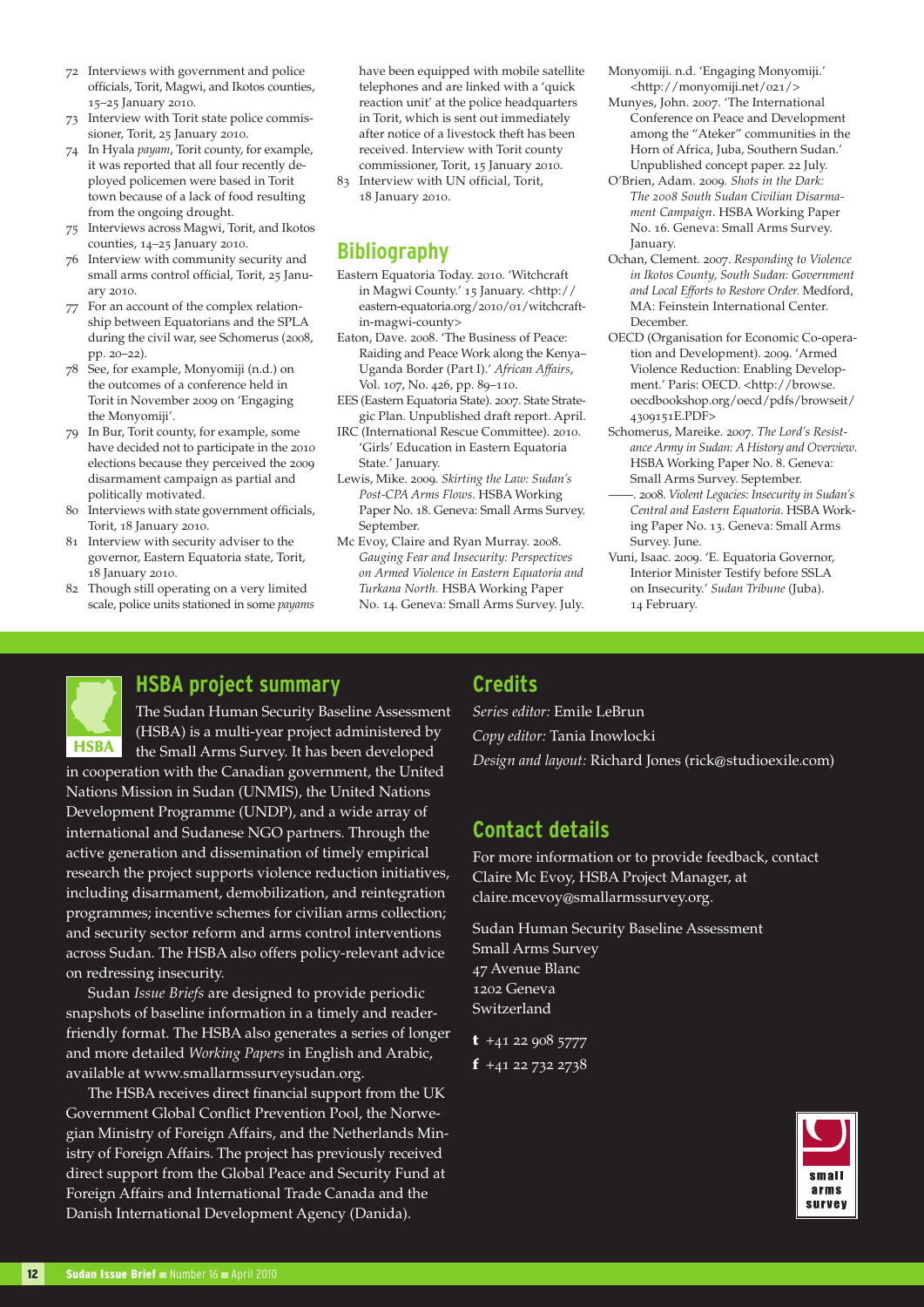72 Interviews with government and police officials, Torit, Magwi, and Ikotos counties, 15–25 January 2010.

73 Interview with Torit state police commissioner, Torit, 25 January 2010.

74 In Hyala *payam*, Torit county, for example, it was reported that all four recently deployed policemen were based in Torit town because of a lack of food resulting from the ongoing drought.

75 Interviews across Magwi, Torit, and Ikotos counties, 14–25 January 2010.

76 Interview with community security and small arms control official, Torit, 25 January 2010.

77 For an account of the complex relationship between Equatorians and the SPLA during the civil war, see Schomerus (2008, pp. 20–22).

78 See, for example, Monyomiji (n.d.) on the outcomes of a conference held in Torit in November 2009 on 'Engaging the Monyomiji'.

79 In Bur, Torit county, for example, some have decided not to participate in the 2010 elections because they perceived the 2009 disarmament campaign as partial and politically motivated.

80 Interviews with state government officials, Torit, 18 January 2010.

81 Interview with security adviser to the governor, Eastern Equatoria state, Torit, 18 January 2010.

82 Though still operating on a very limited scale, police units stationed in some *payams* have been equipped with mobile satellite telephones and are linked with a 'quick reaction unit' at the police headquarters in Torit, which is sent out immediately after notice of a livestock theft has been received. Interview with Torit county commissioner, Torit, 15 January 2010.

83 Interview with UN official, Torit, 18 January 2010.

## Bibliography

Eastern Equatoria Today. 2010. 'Witchcraft in Magwi County.' 15 January. <http://eastern-equatoria.org/2010/01/witchcraft-in-magwi-county>

Eaton, Dave. 2008. 'The Business of Peace: Raiding and Peace Work along the Kenya–Uganda Border (Part I).' *African Affairs*, Vol. 107, No. 426, pp. 89–110.

EES (Eastern Equatoria State). 2007. State Strategic Plan. Unpublished draft report. April.

IRC (International Rescue Committee). 2010. 'Girls' Education in Eastern Equatoria State.' January.

Lewis, Mike. 2009. *Skirting the Law: Sudan's Post-CPA Arms Flows*. HSBA Working Paper No. 18. Geneva: Small Arms Survey. September.

Mc Evoy, Claire and Ryan Murray. 2008. *Gauging Fear and Insecurity: Perspectives on Armed Violence in Eastern Equatoria and Turkana North.* HSBA Working Paper No. 14. Geneva: Small Arms Survey. July.

Monyomiji. n.d. 'Engaging Monyomiji.' <http://monyomiji.net/021/>

Munyes, John. 2007. 'The International Conference on Peace and Development among the "Ateker" communities in the Horn of Africa, Juba, Southern Sudan.' Unpublished concept paper. 22 July.

O'Brien, Adam. 2009. *Shots in the Dark: The 2008 South Sudan Civilian Disarmament Campaign*. HSBA Working Paper No. 16. Geneva: Small Arms Survey. January.

Ochan, Clement. 2007. *Responding to Violence in Ikotos County, South Sudan: Government and Local Efforts to Restore Order.* Medford, MA: Feinstein International Center. December.

OECD (Organisation for Economic Co-operation and Development). 2009. 'Armed Violence Reduction: Enabling Development.' Paris: OECD. <http://browse.oecdbookshop.org/oecd/pdfs/browseit/4309151E.PDF>

Schomerus, Mareike. 2007. *The Lord's Resistance Army in Sudan: A History and Overview*. HSBA Working Paper No. 8. Geneva: Small Arms Survey. September.

——. 2008. *Violent Legacies: Insecurity in Sudan's Central and Eastern Equatoria*. HSBA Working Paper No. 13. Geneva: Small Arms Survey. June.

Vuni, Isaac. 2009. 'E. Equatoria Governor, Interior Minister Testify before SSLA on Insecurity.' *Sudan Tribune* (Juba). 14 February.

## HSBA project summary

The Sudan Human Security Baseline Assessment (HSBA) is a multi-year project administered by the Small Arms Survey. It has been developed in cooperation with the Canadian government, the United Nations Mission in Sudan (UNMIS), the United Nations Development Programme (UNDP), and a wide array of international and Sudanese NGO partners. Through the active generation and dissemination of timely empirical research the project supports violence reduction initiatives, including disarmament, demobilization, and reintegration programmes; incentive schemes for civilian arms collection; and security sector reform and arms control interventions across Sudan. The HSBA also offers policy-relevant advice on redressing insecurity.

Sudan *Issue Briefs* are designed to provide periodic snapshots of baseline information in a timely and reader-friendly format. The HSBA also generates a series of longer and more detailed *Working Papers* in English and Arabic, available at www.smallarmssurveysudan.org.

The HSBA receives direct financial support from the UK Government Global Conflict Prevention Pool, the Norwegian Ministry of Foreign Affairs, and the Netherlands Ministry of Foreign Affairs. The project has previously received direct support from the Global Peace and Security Fund at Foreign Affairs and International Trade Canada and the Danish International Development Agency (Danida).

## Credits

*Series editor:* Emile LeBrun
*Copy editor:* Tania Inowlocki
*Design and layout:* Richard Jones (rick@studioexile.com)

## Contact details

For more information or to provide feedback, contact Claire Mc Evoy, HSBA Project Manager, at claire.mcevoy@smallarmssurvey.org.

Sudan Human Security Baseline Assessment
Small Arms Survey
47 Avenue Blanc
1202 Geneva
Switzerland

**t** +41 22 908 5777
**f** +41 22 732 2738